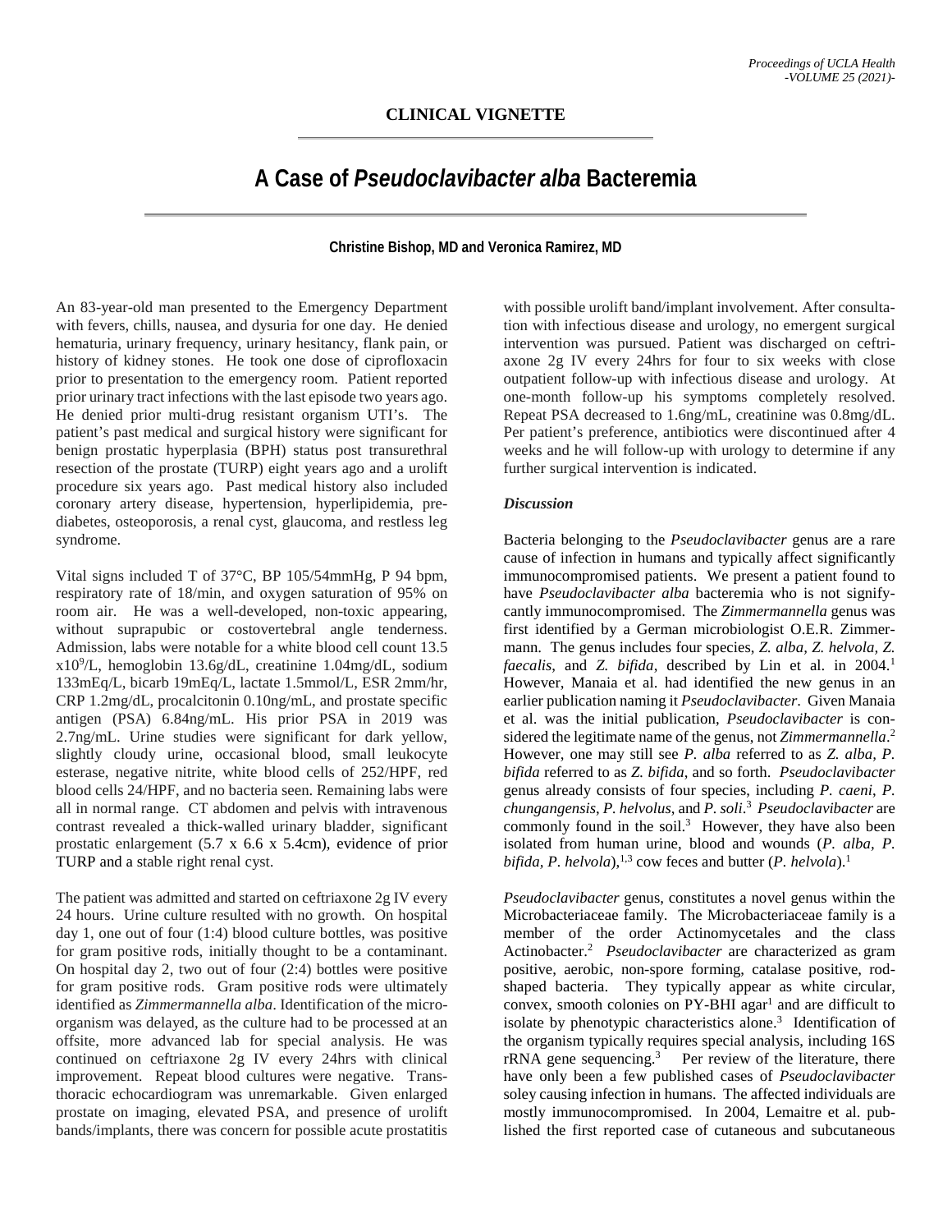**CLINICAL VIGNETTE**

# A Case of *Pseudoclavibacter alba* Bacteremia

**Christine Bishop, MD and Veronica Ramirez, MD**

An 83-year-old man presented to the Emergency Department with fevers, chills, nausea, and dysuria for one day. He denied hematuria, urinary frequency, urinary hesitancy, flank pain, or history of kidney stones. He took one dose of ciprofloxacin prior to presentation to the emergency room. Patient reported prior urinary tract infections with the last episode two years ago. He denied prior multi-drug resistant organism UTI's. The patient's past medical and surgical history were significant for benign prostatic hyperplasia (BPH) status post transurethral resection of the prostate (TURP) eight years ago and a urolift procedure six years ago. Past medical history also included coronary artery disease, hypertension, hyperlipidemia, pre-diabetes, osteoporosis, a renal cyst, glaucoma, and restless leg syndrome.

Vital signs included T of 37°C, BP 105/54mmHg, P 94 bpm, respiratory rate of 18/min, and oxygen saturation of 95% on room air. He was a well-developed, non-toxic appearing, without suprapubic or costovertebral angle tenderness. Admission, labs were notable for a white blood cell count 13.5 $x10^9$/L, hemoglobin 13.6g/dL, creatinine 1.04mg/dL, sodium 133mEq/L, bicarb 19mEq/L, lactate 1.5mmol/L, ESR 2mm/hr, CRP 1.2mg/dL, procalcitonin 0.10ng/mL, and prostate specific antigen (PSA) 6.84ng/mL. His prior PSA in 2019 was 2.7ng/mL. Urine studies were significant for dark yellow, slightly cloudy urine, occasional blood, small leukocyte esterase, negative nitrite, white blood cells of 252/HPF, red blood cells 24/HPF, and no bacteria seen. Remaining labs were all in normal range. CT abdomen and pelvis with intravenous contrast revealed a thick-walled urinary bladder, significant prostatic enlargement (5.7 x 6.6 x 5.4cm), evidence of prior TURP and a stable right renal cyst.

The patient was admitted and started on ceftriaxone 2g IV every 24 hours. Urine culture resulted with no growth. On hospital day 1, one out of four (1:4) blood culture bottles, was positive for gram positive rods, initially thought to be a contaminant. On hospital day 2, two out of four (2:4) bottles were positive for gram positive rods. Gram positive rods were ultimately identified as *Zimmermannella alba*. Identification of the microorganism was delayed, as the culture had to be processed at an offsite, more advanced lab for special analysis. He was continued on ceftriaxone 2g IV every 24hrs with clinical improvement. Repeat blood cultures were negative. Transthoracic echocardiogram was unremarkable. Given enlarged prostate on imaging, elevated PSA, and presence of urolift bands/implants, there was concern for possible acute prostatitis with possible urolift band/implant involvement. After consultation with infectious disease and urology, no emergent surgical intervention was pursued. Patient was discharged on ceftriaxone 2g IV every 24hrs for four to six weeks with close outpatient follow-up with infectious disease and urology. At one-month follow-up his symptoms completely resolved. Repeat PSA decreased to 1.6ng/mL, creatinine was 0.8mg/dL. Per patient's preference, antibiotics were discontinued after 4 weeks and he will follow-up with urology to determine if any further surgical intervention is indicated.

### *Discussion*

Bacteria belonging to the *Pseudoclavibacter* genus are a rare cause of infection in humans and typically affect significantly immunocompromised patients. We present a patient found to have *Pseudoclavibacter alba* bacteremia who is not significantly immunocompromised. The *Zimmermannella* genus was first identified by a German microbiologist O.E.R. Zimmermann. The genus includes four species, *Z. alba, Z. helvola, Z. faecalis*, and *Z. bifida*, described by Lin et al. in 2004.[1] However, Manaia et al. had identified the new genus in an earlier publication naming it *Pseudoclavibacter*. Given Manaia et al. was the initial publication, *Pseudoclavibacter* is considered the legitimate name of the genus, not *Zimmermannella*.[2] However, one may still see *P. alba* referred to as *Z. alba, P. bifida* referred to as *Z. bifida*, and so forth. *Pseudoclavibacter* genus already consists of four species, including *P. caeni*, *P. chungangensis*, *P. helvolus*, and *P. soli*.[3] *Pseudoclavibacter* are commonly found in the soil.[3] However, they have also been isolated from human urine, blood and wounds (*P. alba, P. bifida, P. helvola*),[1,3] cow feces and butter (*P. helvola*).[1]

*Pseudoclavibacter* genus, constitutes a novel genus within the Microbacteriaceae family. The Microbacteriaceae family is a member of the order Actinomycetales and the class Actinobacter.[2] *Pseudoclavibacter* are characterized as gram positive, aerobic, non-spore forming, catalase positive, rod-shaped bacteria. They typically appear as white circular, convex, smooth colonies on PY-BHI agar[1] and are difficult to isolate by phenotypic characteristics alone.[3] Identification of the organism typically requires special analysis, including 16S rRNA gene sequencing.[3] Per review of the literature, there have only been a few published cases of *Pseudoclavibacter* soley causing infection in humans. The affected individuals are mostly immunocompromised. In 2004, Lemaitre et al. published the first reported case of cutaneous and subcutaneous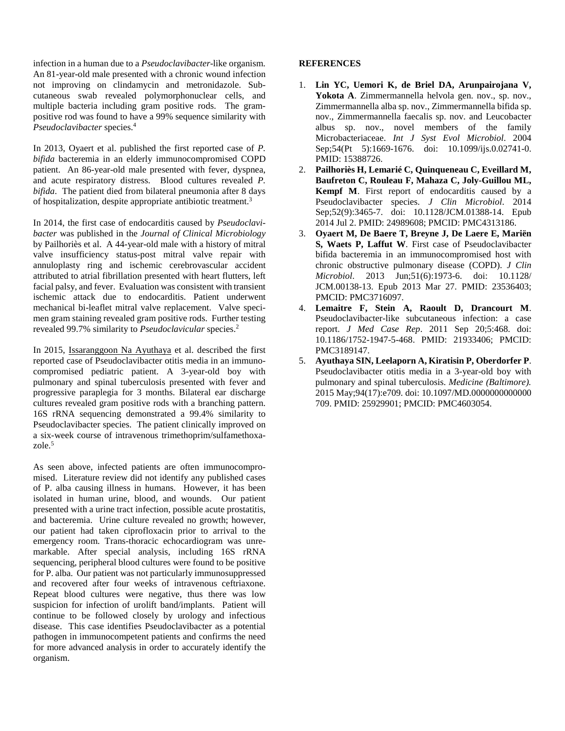infection in a human due to a *Pseudoclavibacter*-like organism. An 81-year-old male presented with a chronic wound infection not improving on clindamycin and metronidazole. Sub-cutaneous swab revealed polymorphonuclear cells, and multiple bacteria including gram positive rods. The gram-positive rod was found to have a 99% sequence similarity with *Pseudoclavibacter* species.[4]

In 2013, Oyaert et al. published the first reported case of *P. bifida* bacteremia in an elderly immunocompromised COPD patient. An 86-year-old male presented with fever, dyspnea, and acute respiratory distress. Blood cultures revealed *P. bifida*. The patient died from bilateral pneumonia after 8 days of hospitalization, despite appropriate antibiotic treatment.[3]

In 2014, the first case of endocarditis caused by *Pseudoclavibacter* was published in the *Journal of Clinical Microbiology* by Pailhoriès et al. A 44-year-old male with a history of mitral valve insufficiency status-post mitral valve repair with annuloplasty ring and ischemic cerebrovascular accident attributed to atrial fibrillation presented with heart flutters, left facial palsy, and fever. Evaluation was consistent with transient ischemic attack due to endocarditis. Patient underwent mechanical bi-leaflet mitral valve replacement. Valve specimen gram staining revealed gram positive rods. Further testing revealed 99.7% similarity to *Pseudoclavicular* species.[2]

In 2015, Issaranggoon Na Ayuthaya et al. described the first reported case of Pseudoclavibacter otitis media in an immunocompromised pediatric patient. A 3-year-old boy with pulmonary and spinal tuberculosis presented with fever and progressive paraplegia for 3 months. Bilateral ear discharge cultures revealed gram positive rods with a branching pattern. 16S rRNA sequencing demonstrated a 99.4% similarity to Pseudoclavibacter species. The patient clinically improved on a six-week course of intravenous trimethoprim/sulfamethoxazole.[5]

As seen above, infected patients are often immunocompromised. Literature review did not identify any published cases of P. alba causing illness in humans. However, it has been isolated in human urine, blood, and wounds. Our patient presented with a urine tract infection, possible acute prostatitis, and bacteremia. Urine culture revealed no growth; however, our patient had taken ciprofloxacin prior to arrival to the emergency room. Trans-thoracic echocardiogram was unremarkable. After special analysis, including 16S rRNA sequencing, peripheral blood cultures were found to be positive for P. alba. Our patient was not particularly immunosuppressed and recovered after four weeks of intravenous ceftriaxone. Repeat blood cultures were negative, thus there was low suspicion for infection of urolift band/implants. Patient will continue to be followed closely by urology and infectious disease. This case identifies Pseudoclavibacter as a potential pathogen in immunocompetent patients and confirms the need for more advanced analysis in order to accurately identify the organism.

**REFERENCES**

1. **Lin YC, Uemori K, de Briel DA, Arunpairojana V, Yokota A**. Zimmermannella helvola gen. nov., sp. nov., Zimmermannella alba sp. nov., Zimmermannella bifida sp. nov., Zimmermannella faecalis sp. nov. and Leucobacter albus sp. nov., novel members of the family Microbacteriaceae. *Int J Syst Evol Microbiol*. 2004 Sep;54(Pt 5):1669-1676. doi: 10.1099/ijs.0.02741-0. PMID: 15388726.
2. **Pailhoriès H, Lemarié C, Quinquenneau C, Eveillard M, Baufreton C, Rouleau F, Mahaza C, Joly-Guillou ML, Kempf M**. First report of endocarditis caused by a Pseudoclavibacter species. *J Clin Microbiol*. 2014 Sep;52(9):3465-7. doi: 10.1128/JCM.01388-14. Epub 2014 Jul 2. PMID: 24989608; PMCID: PMC4313186.
3. **Oyaert M, De Baere T, Breyne J, De Laere E, Mariën S, Waets P, Laffut W**. First case of Pseudoclavibacter bifida bacteremia in an immunocompromised host with chronic obstructive pulmonary disease (COPD). *J Clin Microbiol*. 2013 Jun;51(6):1973-6. doi: 10.1128/JCM.00138-13. Epub 2013 Mar 27. PMID: 23536403; PMCID: PMC3716097.
4. **Lemaitre F, Stein A, Raoult D, Drancourt M**. Pseudoclavibacter-like subcutaneous infection: a case report. *J Med Case Rep*. 2011 Sep 20;5:468. doi: 10.1186/1752-1947-5-468. PMID: 21933406; PMCID: PMC3189147.
5. **Ayuthaya SIN, Leelaporn A, Kiratisin P, Oberdorfer P**. Pseudoclavibacter otitis media in a 3-year-old boy with pulmonary and spinal tuberculosis. *Medicine (Baltimore).* 2015 May;94(17):e709. doi: 10.1097/MD.0000000000000709. PMID: 25929901; PMCID: PMC4603054.